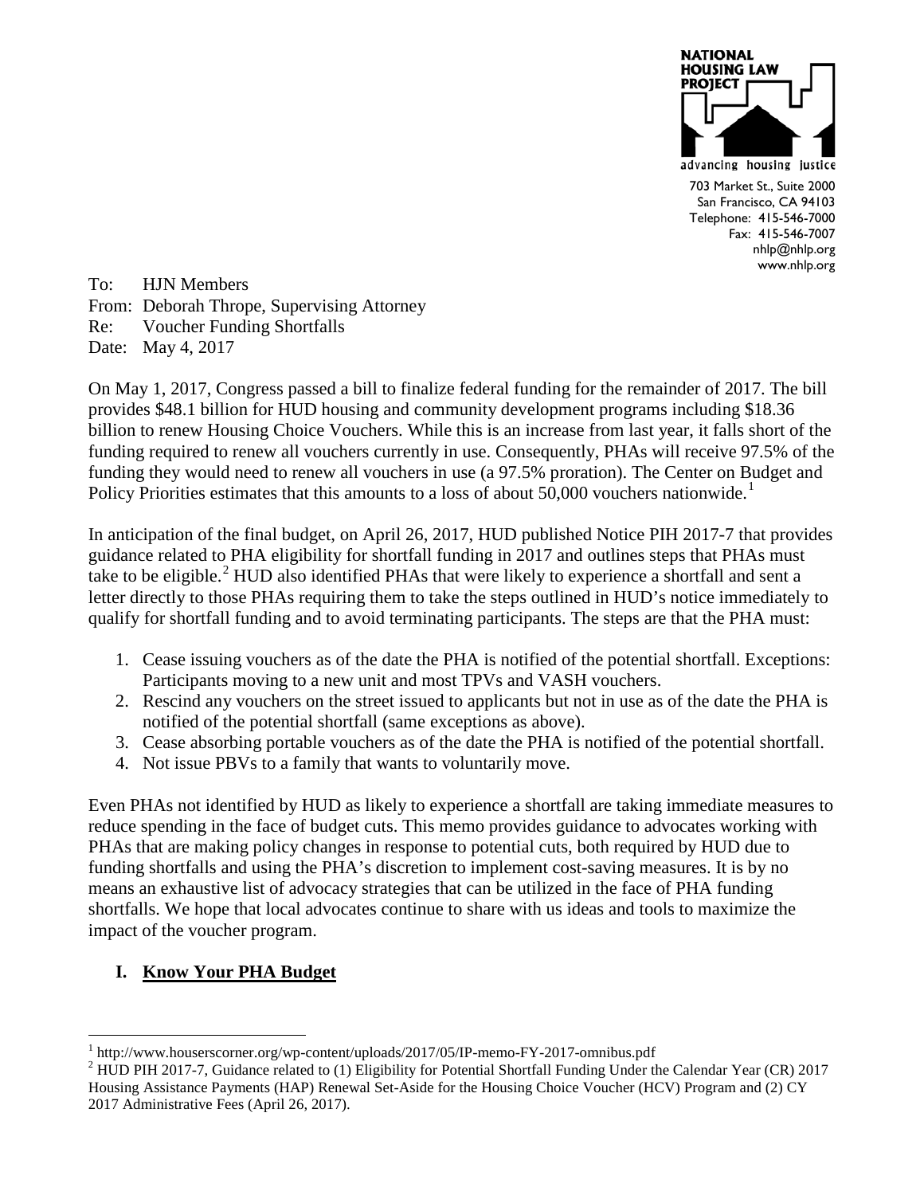**NATIONAL HOUSING LAW PROJECT**

advancing housing justice

703 Market St., Suite 2000
San Francisco, CA 94103
Telephone: 415-546-7000
Fax: 415-546-7007
nhlp@nhlp.org
www.nhlp.org

To: HJN Members
From: Deborah Thrope, Supervising Attorney
Re: Voucher Funding Shortfalls
Date: May 4, 2017

On May 1, 2017, Congress passed a bill to finalize federal funding for the remainder of 2017. The bill provides $48.1 billion for HUD housing and community development programs including $18.36 billion to renew Housing Choice Vouchers. While this is an increase from last year, it falls short of the funding required to renew all vouchers currently in use. Consequently, PHAs will receive 97.5% of the funding they would need to renew all vouchers in use (a 97.5% proration). The Center on Budget and Policy Priorities estimates that this amounts to a loss of about 50,000 vouchers nationwide.[1]

In anticipation of the final budget, on April 26, 2017, HUD published Notice PIH 2017-7 that provides guidance related to PHA eligibility for shortfall funding in 2017 and outlines steps that PHAs must take to be eligible.[2] HUD also identified PHAs that were likely to experience a shortfall and sent a letter directly to those PHAs requiring them to take the steps outlined in HUD's notice immediately to qualify for shortfall funding and to avoid terminating participants. The steps are that the PHA must:

1. Cease issuing vouchers as of the date the PHA is notified of the potential shortfall. Exceptions: Participants moving to a new unit and most TPVs and VASH vouchers.
2. Rescind any vouchers on the street issued to applicants but not in use as of the date the PHA is notified of the potential shortfall (same exceptions as above).
3. Cease absorbing portable vouchers as of the date the PHA is notified of the potential shortfall.
4. Not issue PBVs to a family that wants to voluntarily move.

Even PHAs not identified by HUD as likely to experience a shortfall are taking immediate measures to reduce spending in the face of budget cuts. This memo provides guidance to advocates working with PHAs that are making policy changes in response to potential cuts, both required by HUD due to funding shortfalls and using the PHA's discretion to implement cost-saving measures. It is by no means an exhaustive list of advocacy strategies that can be utilized in the face of PHA funding shortfalls. We hope that local advocates continue to share with us ideas and tools to maximize the impact of the voucher program.

## I. Know Your PHA Budget

[1] http://www.houserscorner.org/wp-content/uploads/2017/05/IP-memo-FY-2017-omnibus.pdf

[2] HUD PIH 2017-7, Guidance related to (1) Eligibility for Potential Shortfall Funding Under the Calendar Year (CR) 2017 Housing Assistance Payments (HAP) Renewal Set-Aside for the Housing Choice Voucher (HCV) Program and (2) CY 2017 Administrative Fees (April 26, 2017).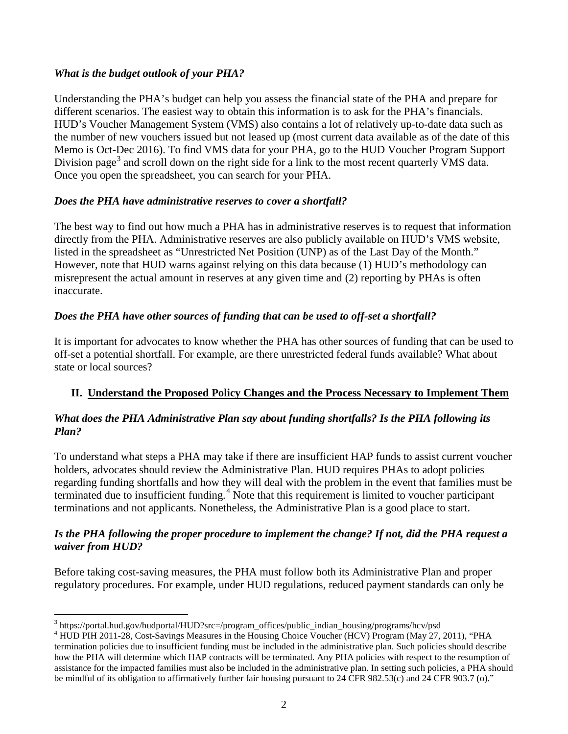***What is the budget outlook of your PHA?***

Understanding the PHA's budget can help you assess the financial state of the PHA and prepare for different scenarios. The easiest way to obtain this information is to ask for the PHA's financials. HUD's Voucher Management System (VMS) also contains a lot of relatively up-to-date data such as the number of new vouchers issued but not leased up (most current data available as of the date of this Memo is Oct-Dec 2016). To find VMS data for your PHA, go to the HUD Voucher Program Support Division page[3] and scroll down on the right side for a link to the most recent quarterly VMS data. Once you open the spreadsheet, you can search for your PHA.

***Does the PHA have administrative reserves to cover a shortfall?***

The best way to find out how much a PHA has in administrative reserves is to request that information directly from the PHA. Administrative reserves are also publicly available on HUD's VMS website, listed in the spreadsheet as "Unrestricted Net Position (UNP) as of the Last Day of the Month." However, note that HUD warns against relying on this data because (1) HUD's methodology can misrepresent the actual amount in reserves at any given time and (2) reporting by PHAs is often inaccurate.

***Does the PHA have other sources of funding that can be used to off-set a shortfall?***

It is important for advocates to know whether the PHA has other sources of funding that can be used to off-set a potential shortfall. For example, are there unrestricted federal funds available? What about state or local sources?

## II. <u>Understand the Proposed Policy Changes and the Process Necessary to Implement Them</u>

***What does the PHA Administrative Plan say about funding shortfalls? Is the PHA following its Plan?***

To understand what steps a PHA may take if there are insufficient HAP funds to assist current voucher holders, advocates should review the Administrative Plan. HUD requires PHAs to adopt policies regarding funding shortfalls and how they will deal with the problem in the event that families must be terminated due to insufficient funding.[4] Note that this requirement is limited to voucher participant terminations and not applicants. Nonetheless, the Administrative Plan is a good place to start.

***Is the PHA following the proper procedure to implement the change? If not, did the PHA request a waiver from HUD?***

Before taking cost-saving measures, the PHA must follow both its Administrative Plan and proper regulatory procedures. For example, under HUD regulations, reduced payment standards can only be

---

[3] https://portal.hud.gov/hudportal/HUD?src=/program_offices/public_indian_housing/programs/hcv/psd

[4] HUD PIH 2011-28, Cost-Savings Measures in the Housing Choice Voucher (HCV) Program (May 27, 2011), "PHA termination policies due to insufficient funding must be included in the administrative plan. Such policies should describe how the PHA will determine which HAP contracts will be terminated. Any PHA policies with respect to the resumption of assistance for the impacted families must also be included in the administrative plan. In setting such policies, a PHA should be mindful of its obligation to affirmatively further fair housing pursuant to 24 CFR 982.53(c) and 24 CFR 903.7 (o)."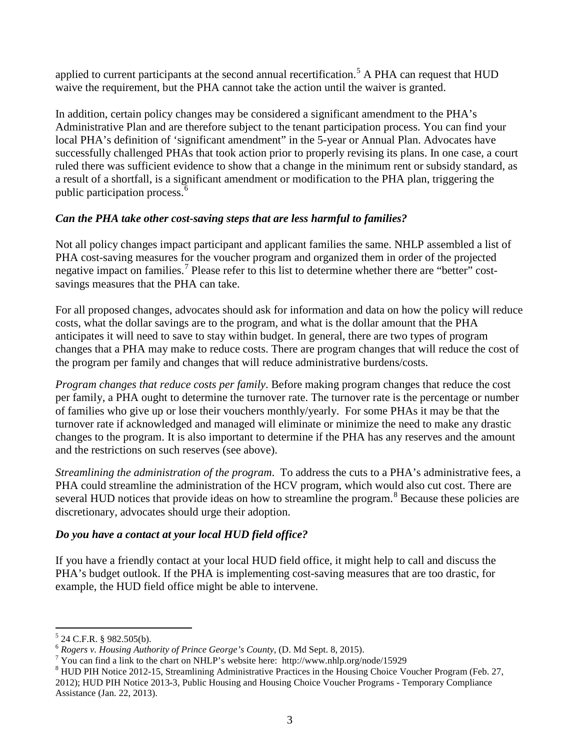applied to current participants at the second annual recertification.[5] A PHA can request that HUD waive the requirement, but the PHA cannot take the action until the waiver is granted.

In addition, certain policy changes may be considered a significant amendment to the PHA's Administrative Plan and are therefore subject to the tenant participation process. You can find your local PHA's definition of 'significant amendment" in the 5-year or Annual Plan. Advocates have successfully challenged PHAs that took action prior to properly revising its plans. In one case, a court ruled there was sufficient evidence to show that a change in the minimum rent or subsidy standard, as a result of a shortfall, is a significant amendment or modification to the PHA plan, triggering the public participation process.[6]

### *Can the PHA take other cost-saving steps that are less harmful to families?*

Not all policy changes impact participant and applicant families the same. NHLP assembled a list of PHA cost-saving measures for the voucher program and organized them in order of the projected negative impact on families.[7] Please refer to this list to determine whether there are "better" cost-savings measures that the PHA can take.

For all proposed changes, advocates should ask for information and data on how the policy will reduce costs, what the dollar savings are to the program, and what is the dollar amount that the PHA anticipates it will need to save to stay within budget. In general, there are two types of program changes that a PHA may make to reduce costs. There are program changes that will reduce the cost of the program per family and changes that will reduce administrative burdens/costs.

*Program changes that reduce costs per family*. Before making program changes that reduce the cost per family, a PHA ought to determine the turnover rate. The turnover rate is the percentage or number of families who give up or lose their vouchers monthly/yearly. For some PHAs it may be that the turnover rate if acknowledged and managed will eliminate or minimize the need to make any drastic changes to the program. It is also important to determine if the PHA has any reserves and the amount and the restrictions on such reserves (see above).

*Streamlining the administration of the program*. To address the cuts to a PHA's administrative fees, a PHA could streamline the administration of the HCV program, which would also cut cost. There are several HUD notices that provide ideas on how to streamline the program.[8] Because these policies are discretionary, advocates should urge their adoption.

### *Do you have a contact at your local HUD field office?*

If you have a friendly contact at your local HUD field office, it might help to call and discuss the PHA's budget outlook. If the PHA is implementing cost-saving measures that are too drastic, for example, the HUD field office might be able to intervene.

---

[5] 24 C.F.R. § 982.505(b).

[6] *Rogers v. Housing Authority of Prince George's County*, (D. Md Sept. 8, 2015).

[7] You can find a link to the chart on NHLP's website here: http://www.nhlp.org/node/15929

[8] HUD PIH Notice 2012-15, Streamlining Administrative Practices in the Housing Choice Voucher Program (Feb. 27, 2012); HUD PIH Notice 2013-3, Public Housing and Housing Choice Voucher Programs - Temporary Compliance Assistance (Jan. 22, 2013).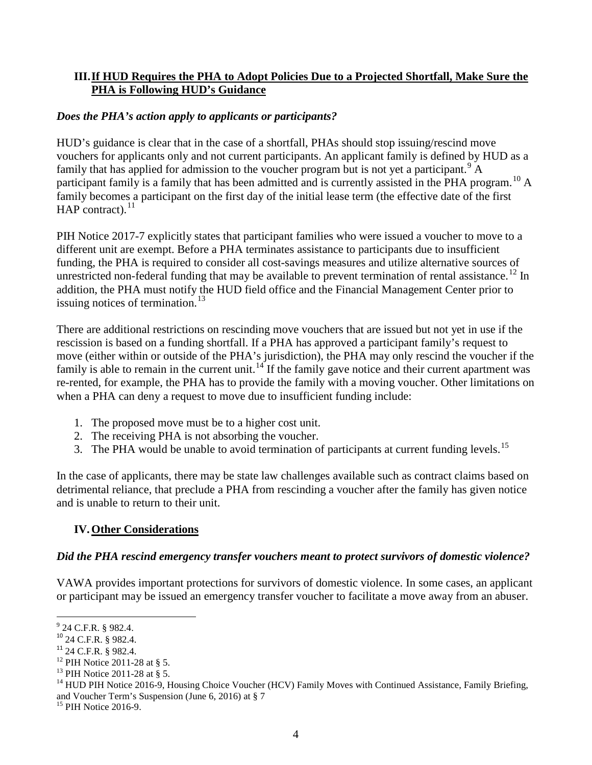## III. If HUD Requires the PHA to Adopt Policies Due to a Projected Shortfall, Make Sure the PHA is Following HUD's Guidance

### *Does the PHA's action apply to applicants or participants?*

HUD's guidance is clear that in the case of a shortfall, PHAs should stop issuing/rescind move vouchers for applicants only and not current participants. An applicant family is defined by HUD as a family that has applied for admission to the voucher program but is not yet a participant.[9] A participant family is a family that has been admitted and is currently assisted in the PHA program.[10] A family becomes a participant on the first day of the initial lease term (the effective date of the first HAP contract).[11]

PIH Notice 2017-7 explicitly states that participant families who were issued a voucher to move to a different unit are exempt. Before a PHA terminates assistance to participants due to insufficient funding, the PHA is required to consider all cost-savings measures and utilize alternative sources of unrestricted non-federal funding that may be available to prevent termination of rental assistance.[12] In addition, the PHA must notify the HUD field office and the Financial Management Center prior to issuing notices of termination.[13]

There are additional restrictions on rescinding move vouchers that are issued but not yet in use if the rescission is based on a funding shortfall. If a PHA has approved a participant family's request to move (either within or outside of the PHA's jurisdiction), the PHA may only rescind the voucher if the family is able to remain in the current unit.[14] If the family gave notice and their current apartment was re-rented, for example, the PHA has to provide the family with a moving voucher. Other limitations on when a PHA can deny a request to move due to insufficient funding include:

1. The proposed move must be to a higher cost unit.
2. The receiving PHA is not absorbing the voucher.
3. The PHA would be unable to avoid termination of participants at current funding levels.[15]

In the case of applicants, there may be state law challenges available such as contract claims based on detrimental reliance, that preclude a PHA from rescinding a voucher after the family has given notice and is unable to return to their unit.

## IV. Other Considerations

### *Did the PHA rescind emergency transfer vouchers meant to protect survivors of domestic violence?*

VAWA provides important protections for survivors of domestic violence. In some cases, an applicant or participant may be issued an emergency transfer voucher to facilitate a move away from an abuser.

---

[9] 24 C.F.R. § 982.4.

[10] 24 C.F.R. § 982.4.

[11] 24 C.F.R. § 982.4.

[12] PIH Notice 2011-28 at § 5.

[13] PIH Notice 2011-28 at § 5.

[14] HUD PIH Notice 2016-9, Housing Choice Voucher (HCV) Family Moves with Continued Assistance, Family Briefing, and Voucher Term's Suspension (June 6, 2016) at § 7

[15] PIH Notice 2016-9.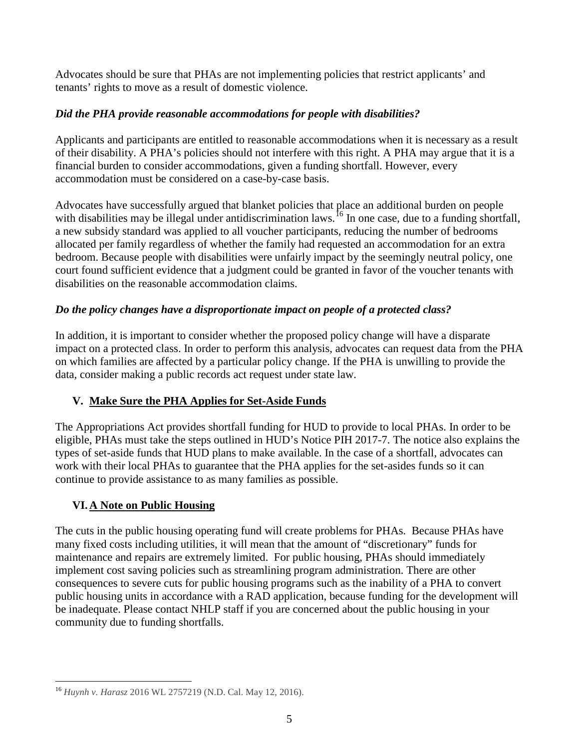Advocates should be sure that PHAs are not implementing policies that restrict applicants' and tenants' rights to move as a result of domestic violence.

### *Did the PHA provide reasonable accommodations for people with disabilities?*

Applicants and participants are entitled to reasonable accommodations when it is necessary as a result of their disability. A PHA's policies should not interfere with this right. A PHA may argue that it is a financial burden to consider accommodations, given a funding shortfall. However, every accommodation must be considered on a case-by-case basis.

Advocates have successfully argued that blanket policies that place an additional burden on people with disabilities may be illegal under antidiscrimination laws.[16] In one case, due to a funding shortfall, a new subsidy standard was applied to all voucher participants, reducing the number of bedrooms allocated per family regardless of whether the family had requested an accommodation for an extra bedroom. Because people with disabilities were unfairly impact by the seemingly neutral policy, one court found sufficient evidence that a judgment could be granted in favor of the voucher tenants with disabilities on the reasonable accommodation claims.

### *Do the policy changes have a disproportionate impact on people of a protected class?*

In addition, it is important to consider whether the proposed policy change will have a disparate impact on a protected class. In order to perform this analysis, advocates can request data from the PHA on which families are affected by a particular policy change. If the PHA is unwilling to provide the data, consider making a public records act request under state law.

## V. <u>Make Sure the PHA Applies for Set-Aside Funds</u>

The Appropriations Act provides shortfall funding for HUD to provide to local PHAs. In order to be eligible, PHAs must take the steps outlined in HUD's Notice PIH 2017-7. The notice also explains the types of set-aside funds that HUD plans to make available. In the case of a shortfall, advocates can work with their local PHAs to guarantee that the PHA applies for the set-asides funds so it can continue to provide assistance to as many families as possible.

## VI. <u>A Note on Public Housing</u>

The cuts in the public housing operating fund will create problems for PHAs. Because PHAs have many fixed costs including utilities, it will mean that the amount of "discretionary" funds for maintenance and repairs are extremely limited. For public housing, PHAs should immediately implement cost saving policies such as streamlining program administration. There are other consequences to severe cuts for public housing programs such as the inability of a PHA to convert public housing units in accordance with a RAD application, because funding for the development will be inadequate. Please contact NHLP staff if you are concerned about the public housing in your community due to funding shortfalls.

---

[16] *Huynh v. Harasz* 2016 WL 2757219 (N.D. Cal. May 12, 2016).